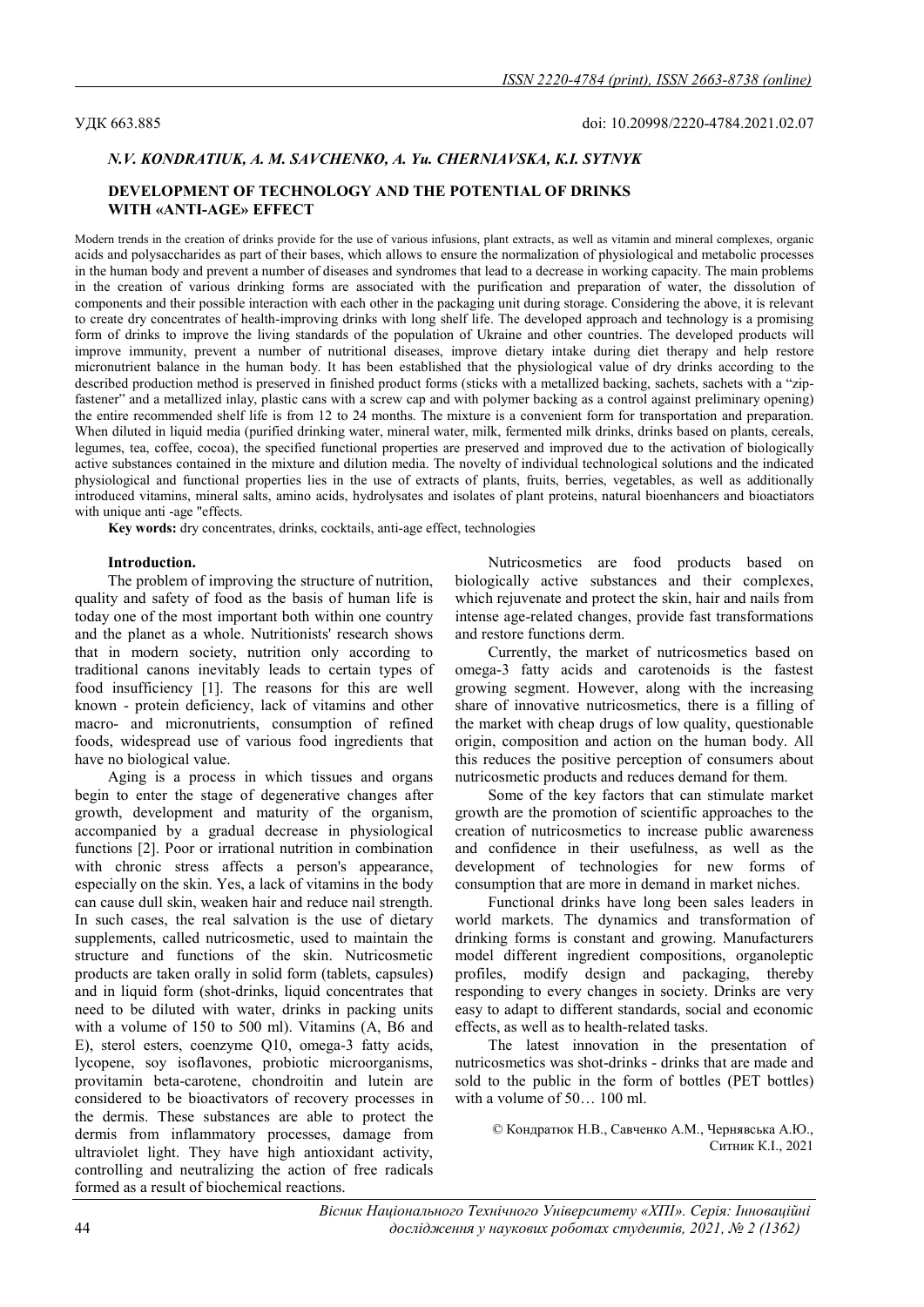УДК 663.885 doi: 10.20998/2220-4784.2021.02.07

*N.V. KONDRATIUK, A. M. SAVCHENKO, A. Yu. CHERNIAVSKA, K.I. SYTNYK*

# DEVELOPMENT OF TECHNOLOGY AND THE POTENTIAL OF DRINKS WITH «ANTI-AGE» EFFECT

Modern trends in the creation of drinks provide for the use of various infusions, plant extracts, as well as vitamin and mineral complexes, organic acids and polysaccharides as part of their bases, which allows to ensure the normalization of physiological and metabolic processes in the human body and prevent a number of diseases and syndromes that lead to a decrease in working capacity. The main problems in the creation of various drinking forms are associated with the purification and preparation of water, the dissolution of components and their possible interaction with each other in the packaging unit during storage. Considering the above, it is relevant to create dry concentrates of health-improving drinks with long shelf life. The developed approach and technology is a promising form of drinks to improve the living standards of the population of Ukraine and other countries. The developed products will improve immunity, prevent a number of nutritional diseases, improve dietary intake during diet therapy and help restore micronutrient balance in the human body. It has been established that the physiological value of dry drinks according to the described production method is preserved in finished product forms (sticks with a metallized backing, sachets, sachets with a "zip-fastener" and a metallized inlay, plastic cans with a screw cap and with polymer backing as a control against preliminary opening) the entire recommended shelf life is from 12 to 24 months. The mixture is a convenient form for transportation and preparation. When diluted in liquid media (purified drinking water, mineral water, milk, fermented milk drinks, drinks based on plants, cereals, legumes, tea, coffee, cocoa), the specified functional properties are preserved and improved due to the activation of biologically active substances contained in the mixture and dilution media. The novelty of individual technological solutions and the indicated physiological and functional properties lies in the use of extracts of plants, fruits, berries, vegetables, as well as additionally introduced vitamins, mineral salts, amino acids, hydrolysates and isolates of plant proteins, natural bioenhancers and bioactiators with unique anti -age "effects.

**Key words:** dry concentrates, drinks, cocktails, anti-age effect, technologies

## Introduction.

The problem of improving the structure of nutrition, quality and safety of food as the basis of human life is today one of the most important both within one country and the planet as a whole. Nutritionists' research shows that in modern society, nutrition only according to traditional canons inevitably leads to certain types of food insufficiency [1]. The reasons for this are well known - protein deficiency, lack of vitamins and other macro- and micronutrients, consumption of refined foods, widespread use of various food ingredients that have no biological value.

Aging is a process in which tissues and organs begin to enter the stage of degenerative changes after growth, development and maturity of the organism, accompanied by a gradual decrease in physiological functions [2]. Poor or irrational nutrition in combination with chronic stress affects a person's appearance, especially on the skin. Yes, a lack of vitamins in the body can cause dull skin, weaken hair and reduce nail strength. In such cases, the real salvation is the use of dietary supplements, called nutricosmetic, used to maintain the structure and functions of the skin. Nutricosmetic products are taken orally in solid form (tablets, capsules) and in liquid form (shot-drinks, liquid concentrates that need to be diluted with water, drinks in packing units with a volume of 150 to 500 ml). Vitamins (A, B6 and E), sterol esters, coenzyme Q10, omega-3 fatty acids, lycopene, soy isoflavones, probiotic microorganisms, provitamin beta-carotene, chondroitin and lutein are considered to be bioactivators of recovery processes in the dermis. These substances are able to protect the dermis from inflammatory processes, damage from ultraviolet light. They have high antioxidant activity, controlling and neutralizing the action of free radicals formed as a result of biochemical reactions.

Nutricosmetics are food products based on biologically active substances and their complexes, which rejuvenate and protect the skin, hair and nails from intense age-related changes, provide fast transformations and restore functions derm.

Currently, the market of nutricosmetics based on omega-3 fatty acids and carotenoids is the fastest growing segment. However, along with the increasing share of innovative nutricosmetics, there is a filling of the market with cheap drugs of low quality, questionable origin, composition and action on the human body. All this reduces the positive perception of consumers about nutricosmetic products and reduces demand for them.

Some of the key factors that can stimulate market growth are the promotion of scientific approaches to the creation of nutricosmetics to increase public awareness and confidence in their usefulness, as well as the development of technologies for new forms of consumption that are more in demand in market niches.

Functional drinks have long been sales leaders in world markets. The dynamics and transformation of drinking forms is constant and growing. Manufacturers model different ingredient compositions, organoleptic profiles, modify design and packaging, thereby responding to every changes in society. Drinks are very easy to adapt to different standards, social and economic effects, as well as to health-related tasks.

The latest innovation in the presentation of nutricosmetics was shot-drinks - drinks that are made and sold to the public in the form of bottles (PET bottles) with a volume of 50… 100 ml.

© Кондратюк Н.В., Савченко А.М., Чернявська А.Ю., Ситник К.І., 2021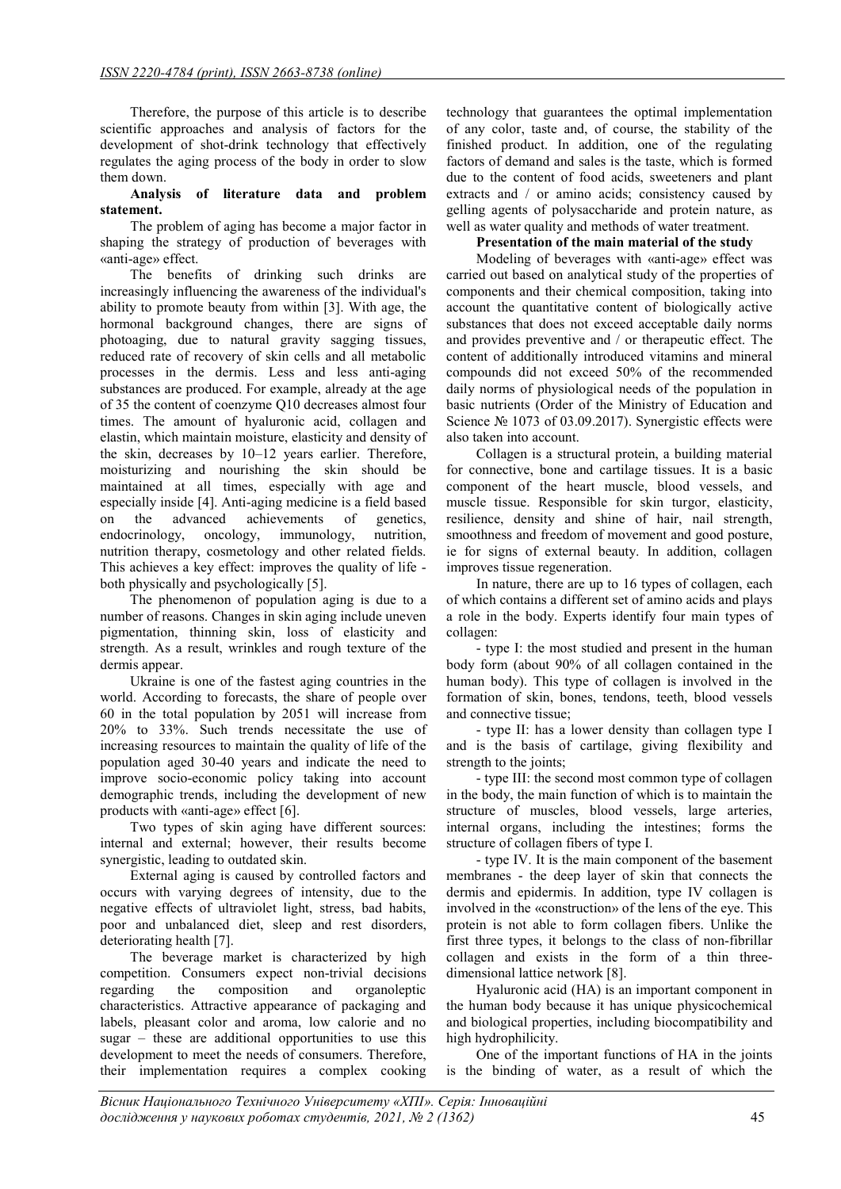Therefore, the purpose of this article is to describe scientific approaches and analysis of factors for the development of shot-drink technology that effectively regulates the aging process of the body in order to slow them down.

**Analysis of literature data and problem statement.**

The problem of aging has become a major factor in shaping the strategy of production of beverages with «anti-age» effect.

The benefits of drinking such drinks are increasingly influencing the awareness of the individual's ability to promote beauty from within [3]. With age, the hormonal background changes, there are signs of photoaging, due to natural gravity sagging tissues, reduced rate of recovery of skin cells and all metabolic processes in the dermis. Less and less anti-aging substances are produced. For example, already at the age of 35 the content of coenzyme Q10 decreases almost four times. The amount of hyaluronic acid, collagen and elastin, which maintain moisture, elasticity and density of the skin, decreases by 10–12 years earlier. Therefore, moisturizing and nourishing the skin should be maintained at all times, especially with age and especially inside [4]. Anti-aging medicine is a field based on the advanced achievements of genetics, endocrinology, oncology, immunology, nutrition, nutrition therapy, cosmetology and other related fields. This achieves a key effect: improves the quality of life - both physically and psychologically [5].

The phenomenon of population aging is due to a number of reasons. Changes in skin aging include uneven pigmentation, thinning skin, loss of elasticity and strength. As a result, wrinkles and rough texture of the dermis appear.

Ukraine is one of the fastest aging countries in the world. According to forecasts, the share of people over 60 in the total population by 2051 will increase from 20% to 33%. Such trends necessitate the use of increasing resources to maintain the quality of life of the population aged 30-40 years and indicate the need to improve socio-economic policy taking into account demographic trends, including the development of new products with «anti-age» effect [6].

Two types of skin aging have different sources: internal and external; however, their results become synergistic, leading to outdated skin.

External aging is caused by controlled factors and occurs with varying degrees of intensity, due to the negative effects of ultraviolet light, stress, bad habits, poor and unbalanced diet, sleep and rest disorders, deteriorating health [7].

The beverage market is characterized by high competition. Consumers expect non-trivial decisions regarding the composition and organoleptic characteristics. Attractive appearance of packaging and labels, pleasant color and aroma, low calorie and no sugar – these are additional opportunities to use this development to meet the needs of consumers. Therefore, their implementation requires a complex cooking technology that guarantees the optimal implementation of any color, taste and, of course, the stability of the finished product. In addition, one of the regulating factors of demand and sales is the taste, which is formed due to the content of food acids, sweeteners and plant extracts and / or amino acids; consistency caused by gelling agents of polysaccharide and protein nature, as well as water quality and methods of water treatment.

**Presentation of the main material of the study**

Modeling of beverages with «anti-age» effect was carried out based on analytical study of the properties of components and their chemical composition, taking into account the quantitative content of biologically active substances that does not exceed acceptable daily norms and provides preventive and / or therapeutic effect. The content of additionally introduced vitamins and mineral compounds did not exceed 50% of the recommended daily norms of physiological needs of the population in basic nutrients (Order of the Ministry of Education and Science № 1073 of 03.09.2017). Synergistic effects were also taken into account.

Collagen is a structural protein, a building material for connective, bone and cartilage tissues. It is a basic component of the heart muscle, blood vessels, and muscle tissue. Responsible for skin turgor, elasticity, resilience, density and shine of hair, nail strength, smoothness and freedom of movement and good posture, ie for signs of external beauty. In addition, collagen improves tissue regeneration.

In nature, there are up to 16 types of collagen, each of which contains a different set of amino acids and plays a role in the body. Experts identify four main types of collagen:

- type I: the most studied and present in the human body form (about 90% of all collagen contained in the human body). This type of collagen is involved in the formation of skin, bones, tendons, teeth, blood vessels and connective tissue;
- type II: has a lower density than collagen type I and is the basis of cartilage, giving flexibility and strength to the joints;
- type III: the second most common type of collagen in the body, the main function of which is to maintain the structure of muscles, blood vessels, large arteries, internal organs, including the intestines; forms the structure of collagen fibers of type I.
- type IV. It is the main component of the basement membranes - the deep layer of skin that connects the dermis and epidermis. In addition, type IV collagen is involved in the «construction» of the lens of the eye. This protein is not able to form collagen fibers. Unlike the first three types, it belongs to the class of non-fibrillar collagen and exists in the form of a thin three-dimensional lattice network [8].

Hyaluronic acid (HA) is an important component in the human body because it has unique physicochemical and biological properties, including biocompatibility and high hydrophilicity.

One of the important functions of HA in the joints is the binding of water, as a result of which the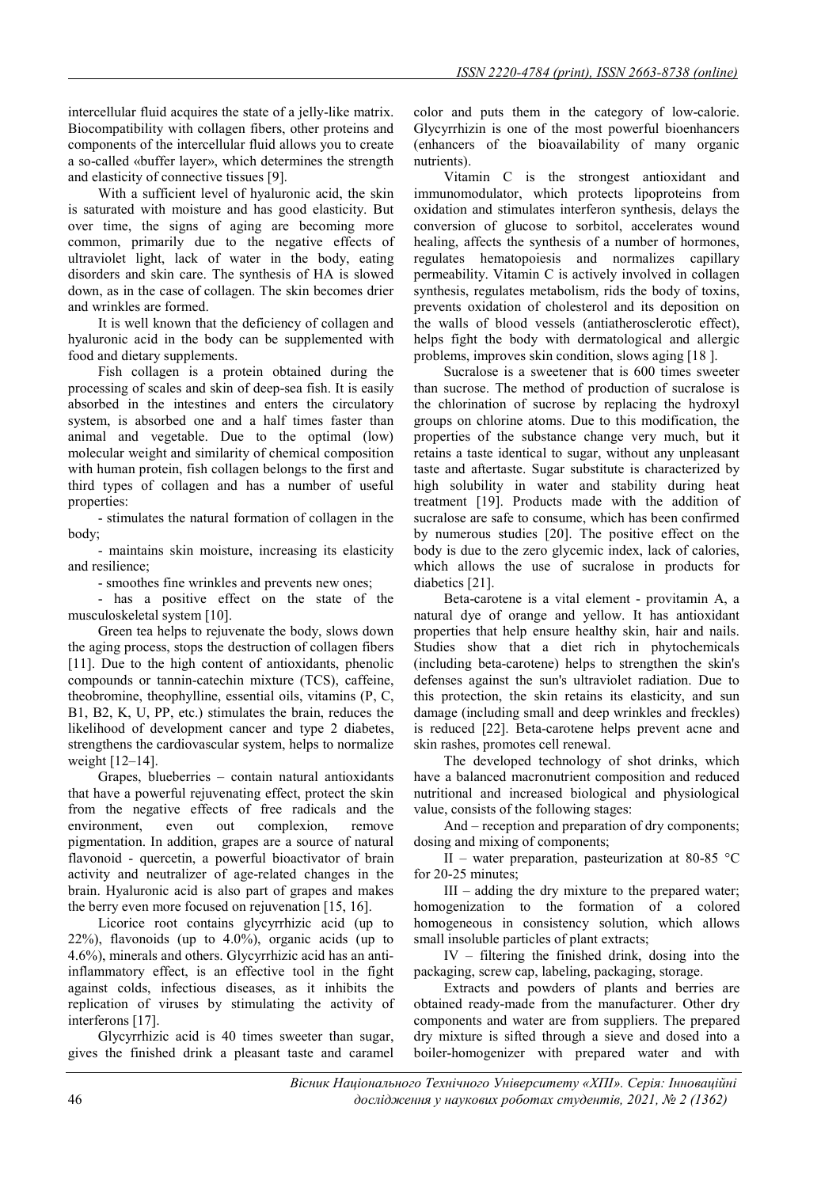intercellular fluid acquires the state of a jelly-like matrix. Biocompatibility with collagen fibers, other proteins and components of the intercellular fluid allows you to create a so-called «buffer layer», which determines the strength and elasticity of connective tissues [9].

With a sufficient level of hyaluronic acid, the skin is saturated with moisture and has good elasticity. But over time, the signs of aging are becoming more common, primarily due to the negative effects of ultraviolet light, lack of water in the body, eating disorders and skin care. The synthesis of HA is slowed down, as in the case of collagen. The skin becomes drier and wrinkles are formed.

It is well known that the deficiency of collagen and hyaluronic acid in the body can be supplemented with food and dietary supplements.

Fish collagen is a protein obtained during the processing of scales and skin of deep-sea fish. It is easily absorbed in the intestines and enters the circulatory system, is absorbed one and a half times faster than animal and vegetable. Due to the optimal (low) molecular weight and similarity of chemical composition with human protein, fish collagen belongs to the first and third types of collagen and has a number of useful properties:

- stimulates the natural formation of collagen in the body;
- maintains skin moisture, increasing its elasticity and resilience;
- smoothes fine wrinkles and prevents new ones;
- has a positive effect on the state of the musculoskeletal system [10].

Green tea helps to rejuvenate the body, slows down the aging process, stops the destruction of collagen fibers [11]. Due to the high content of antioxidants, phenolic compounds or tannin-catechin mixture (TCS), caffeine, theobromine, theophylline, essential oils, vitamins (P, C, B1, B2, K, U, PP, etc.) stimulates the brain, reduces the likelihood of development cancer and type 2 diabetes, strengthens the cardiovascular system, helps to normalize weight [12–14].

Grapes, blueberries – contain natural antioxidants that have a powerful rejuvenating effect, protect the skin from the negative effects of free radicals and the environment, even out complexion, remove pigmentation. In addition, grapes are a source of natural flavonoid - quercetin, a powerful bioactivator of brain activity and neutralizer of age-related changes in the brain. Hyaluronic acid is also part of grapes and makes the berry even more focused on rejuvenation [15, 16].

Licorice root contains glycyrrhizic acid (up to 22%), flavonoids (up to 4.0%), organic acids (up to 4.6%), minerals and others. Glycyrrhizic acid has an anti-inflammatory effect, is an effective tool in the fight against colds, infectious diseases, as it inhibits the replication of viruses by stimulating the activity of interferons [17].

Glycyrrhizic acid is 40 times sweeter than sugar, gives the finished drink a pleasant taste and caramel color and puts them in the category of low-calorie. Glycyrrhizin is one of the most powerful bioenhancers (enhancers of the bioavailability of many organic nutrients).

Vitamin C is the strongest antioxidant and immunomodulator, which protects lipoproteins from oxidation and stimulates interferon synthesis, delays the conversion of glucose to sorbitol, accelerates wound healing, affects the synthesis of a number of hormones, regulates hematopoiesis and normalizes capillary permeability. Vitamin C is actively involved in collagen synthesis, regulates metabolism, rids the body of toxins, prevents oxidation of cholesterol and its deposition on the walls of blood vessels (antiatherosclerotic effect), helps fight the body with dermatological and allergic problems, improves skin condition, slows aging [18 ].

Sucralose is a sweetener that is 600 times sweeter than sucrose. The method of production of sucralose is the chlorination of sucrose by replacing the hydroxyl groups on chlorine atoms. Due to this modification, the properties of the substance change very much, but it retains a taste identical to sugar, without any unpleasant taste and aftertaste. Sugar substitute is characterized by high solubility in water and stability during heat treatment [19]. Products made with the addition of sucralose are safe to consume, which has been confirmed by numerous studies [20]. The positive effect on the body is due to the zero glycemic index, lack of calories, which allows the use of sucralose in products for diabetics [21].

Beta-carotene is a vital element - provitamin A, a natural dye of orange and yellow. It has antioxidant properties that help ensure healthy skin, hair and nails. Studies show that a diet rich in phytochemicals (including beta-carotene) helps to strengthen the skin's defenses against the sun's ultraviolet radiation. Due to this protection, the skin retains its elasticity, and sun damage (including small and deep wrinkles and freckles) is reduced [22]. Beta-carotene helps prevent acne and skin rashes, promotes cell renewal.

The developed technology of shot drinks, which have a balanced macronutrient composition and reduced nutritional and increased biological and physiological value, consists of the following stages:

And – reception and preparation of dry components; dosing and mixing of components;

II – water preparation, pasteurization at 80-85 °C for 20-25 minutes;

III – adding the dry mixture to the prepared water; homogenization to the formation of a colored homogeneous in consistency solution, which allows small insoluble particles of plant extracts;

IV – filtering the finished drink, dosing into the packaging, screw cap, labeling, packaging, storage.

Extracts and powders of plants and berries are obtained ready-made from the manufacturer. Other dry components and water are from suppliers. The prepared dry mixture is sifted through a sieve and dosed into a boiler-homogenizer with prepared water and with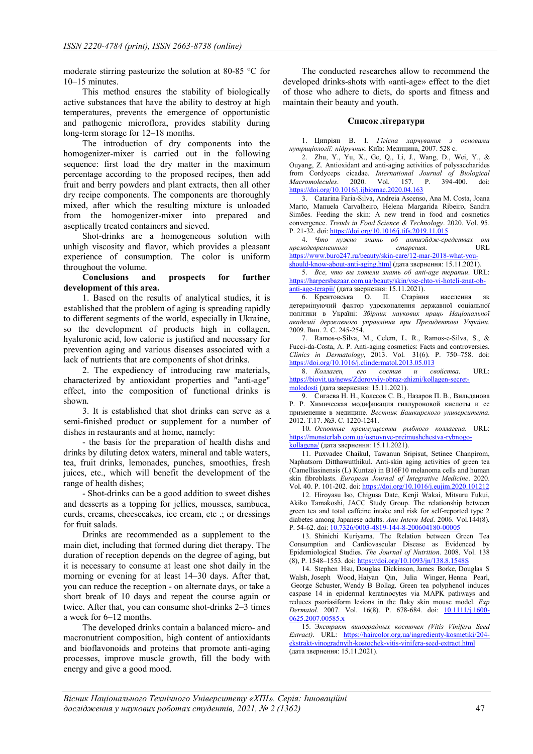moderate stirring pasteurize the solution at 80-85 °C for 10–15 minutes.

This method ensures the stability of biologically active substances that have the ability to destroy at high temperatures, prevents the emergence of opportunistic and pathogenic microflora, provides stability during long-term storage for 12–18 months.

The introduction of dry components into the homogenizer-mixer is carried out in the following sequence: first load the dry matter in the maximum percentage according to the proposed recipes, then add fruit and berry powders and plant extracts, then all other dry recipe components. The components are thoroughly mixed, after which the resulting mixture is unloaded from the homogenizer-mixer into prepared and aseptically treated containers and sieved.

Shot-drinks are a homogeneous solution with unhigh viscosity and flavor, which provides a pleasant experience of consumption. The color is uniform throughout the volume.

**Conclusions and prospects for further development of this area.**

1. Based on the results of analytical studies, it is established that the problem of aging is spreading rapidly to different segments of the world, especially in Ukraine, so the development of products high in collagen, hyaluronic acid, low calorie is justified and necessary for prevention aging and various diseases associated with a lack of nutrients that are components of shot drinks.

2. The expediency of introducing raw materials, characterized by antioxidant properties and "anti-age" effect, into the composition of functional drinks is shown.

3. It is established that shot drinks can serve as a semi-finished product or supplement for a number of dishes in restaurants and at home, namely:

- the basis for the preparation of health dishs and drinks by diluting detox waters, mineral and table waters, tea, fruit drinks, lemonades, punches, smoothies, fresh juices, etc., which will benefit the development of the range of health dishes;

- Shot-drinks can be a good addition to sweet dishes and desserts as a topping for jellies, mousses, sambuca, curds, creams, cheesecakes, ice cream, etc .; or dressings for fruit salads.

Drinks are recommended as a supplement to the main diet, including that formed during diet therapy. The duration of reception depends on the degree of aging, but it is necessary to consume at least one shot daily in the morning or evening for at least 14–30 days. After that, you can reduce the reception - on alternate days, or take a short break of 10 days and repeat the course again or twice. After that, you can consume shot-drinks 2–3 times a week for 6–12 months.

The developed drinks contain a balanced micro- and macronutrient composition, high content of antioxidants and bioflavonoids and proteins that promote anti-aging processes, improve muscle growth, fill the body with energy and give a good mood.

The conducted researches allow to recommend the developed drinks-shots with «anti-age» effect to the diet of those who adhere to diets, do sports and fitness and maintain their beauty and youth.

## Список літератури

1. Ципріян В. І. *Гігієна харчування з основами нутриціології: підручник*. Київ: Медицина, 2007. 528 с.
2. Zhu, Y., Yu, X., Ge, Q., Li, J., Wang, D., Wei, Y., & Ouyang, Z. Antioxidant and anti-aging activities of polysaccharides from Cordyceps cicadae. *International Journal of Biological Macromolecules*. 2020. Vol. 157. P. 394-400. doi: https://doi.org/10.1016/j.ijbiomac.2020.04.163
3. Catarina Faria-Silva, Andreia Ascenso, Ana M. Costa, Joana Marto, Manuela Carvalheiro, Helena Margarida Ribeiro, Sandra Simões. Feeding the skin: A new trend in food and cosmetics convergence. *Trends in Food Science & Technology*. 2020. Vol. 95. P. 21-32. doi: https://doi.org/10.1016/j.tifs.2019.11.015
4. *Что нужно знать об антиэйдж-средствах от преждевременного старения*. URL https://www.buro247.ru/beauty/skin-care/12-mar-2018-what-you-should-know-about-anti-aging.html (дата звернення: 15.11.2021).
5. *Все, что вы хотели знать об anti-age терапии*. URL: https://harpersbazaar.com.ua/beauty/skin/vse-chto-vi-hoteli-znat-ob-anti-age-terapii/ (дата звернення: 15.11.2021).
6. Крентовська О. П. Старіння населення як детермінуючий фактор удосконалення державної соціальної політики в Україні: *Збірник наукових праць Національної академії державного управління при Президентові України.* 2009. Вип. 2. С. 245-254.
7. Ramos-e-Silva, M., Celem, L. R., Ramos-e-Silva, S., & Fucci-da-Costa, A. P. Anti-aging cosmetics: Facts and controversies. *Clinics in Dermatology*, 2013. Vol. 31(6). P. 750–758. doi: https://doi.org/10.1016/j.clindermatol.2013.05.013
8. *Коллаген, его состав и свойства*. URL: https://biovit.ua/news/Zdorovyiy-obraz-zhizni/kollagen-secret-molodosti (дата звернення: 15.11.2021).
9. Сигаева Н. Н., Колесов С. В., Назаров П. В., Вильданова Р. Р. Химическая модификация гиалуроновой кислоты и ее применение в медицине. *Вестник Башкирского университета*. 2012. Т.17. №3. С. 1220-1241.
10. *Основные преимущества рыбного коллагена.* URL: https://monsterlab.com.ua/osnovnye-preimushchestva-rybnogo-kollagena/ (дата звернення: 15.11.2021).
11. Puxvadee Chaikul, Tawanun Sripisut, Setinee Chanpirom, Naphatsorn Ditthawutthikul. Anti-skin aging activities of green tea (Camelliasinensis (L) Kuntze) in B16F10 melanoma cells and human skin fibroblasts. *European Journal of Integrative Medicine*. 2020. Vol. 40. P. 101-202. doi: https://doi.org/10.1016/j.eujim.2020.101212
12. Hiroyasu Iso, Chigusa Date, Kenji Wakai, Mitsuru Fukui, Akiko Tamakoshi, JACC Study Group. The relationship between green tea and total caffeine intake and risk for self-reported type 2 diabetes among Japanese adults. *Ann Intern Med*. 2006. Vol.144(8). P. 54-62. doi: 10.7326/0003-4819-144-8-200604180-00005
13. Shinichi Kuriyama. The Relation between Green Tea Consumption and Cardiovascular Disease as Evidenced by Epidemiological Studies. *The Journal of Nutrition*. 2008. Vol. 138 (8), P. 1548–1553. doi: https://doi.org/10.1093/jn/138.8.1548S
14. Stephen Hsu, Douglas Dickinson, James Borke, Douglas S Walsh, Joseph Wood, Haiyan Qin, Julia Winger, Henna Pearl, George Schuster, Wendy B Bollag. Green tea polyphenol induces caspase 14 in epidermal keratinocytes via MAPK pathways and reduces psoriasiform lesions in the flaky skin mouse model. *Exp Dermatol*. 2007. Vol. 16(8). P. 678-684. doi: 10.1111/j.1600-0625.2007.00585.x
15. *Экстракт виноградных косточек (Vitis Vinifera Seed Extract)*. URL: https://haircolor.org.ua/ingredienty-kosmetiki/204-ekstrakt-vinogradnyih-kostochek-vitis-vinifera-seed-extract.html (дата звернення: 15.11.2021).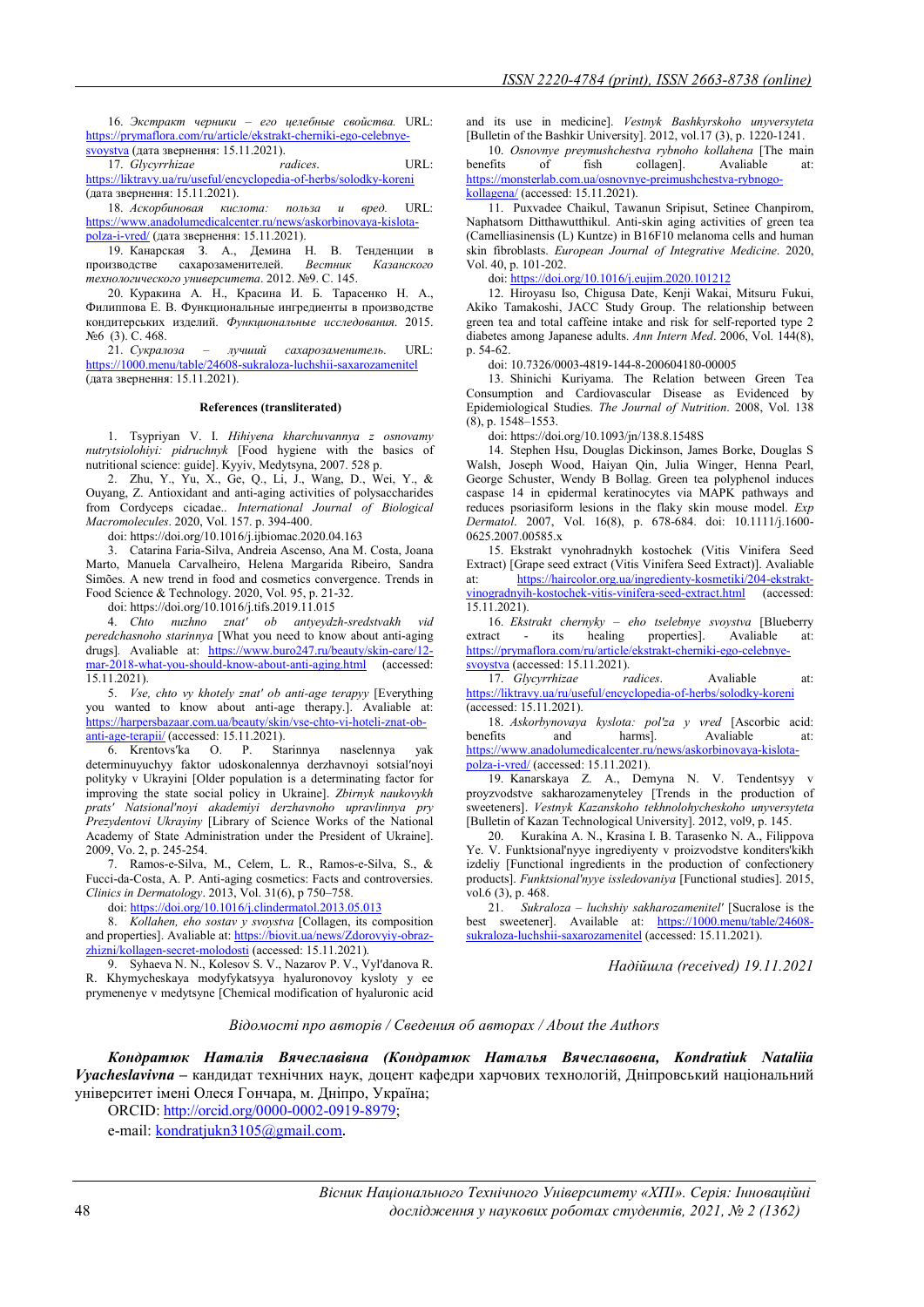16. *Экстракт черники – его целебные свойства.* URL: https://prymaflora.com/ru/article/ekstrakt-cherniki-ego-celebnye-svoystva (дата звернення: 15.11.2021).

17. *Glycyrrhizae radices*. URL: https://liktravy.ua/ru/useful/encyclopedia-of-herbs/solodky-koreni (дата звернення: 15.11.2021).

18. *Аскорбиновая кислота: польза и вред.* URL: https://www.anadolumedicalcenter.ru/news/askorbinovaya-kislota-polza-i-vred/ (дата звернення: 15.11.2021).

19. Канарская З. А., Демина Н. В. Тенденции в производстве сахарозаменителей. *Вестник Казанского технологического университета*. 2012. №9. С. 145.

20. Куракина А. Н., Красина И. Б. Тарасенко Н. А., Филиппова Е. В. Функциональные ингредиенты в производстве кондитерських изделий. *Функциональные исследования*. 2015. №6 (3). С. 468.

21. *Сукралоза – лучший сахарозаменитель.* URL: https://1000.menu/table/24608-sukraloza-luchshii-saxarozamenitel (дата звернення: 15.11.2021).

#### References (transliterated)

1. Tsypriyan V. I. *Hihiyena kharchuvannya z osnovamy nutrytsiolohiyi: pidruchnyk* [Food hygiene with the basics of nutritional science: guide]. Kyyiv, Medytsyna, 2007. 528 p.

2. Zhu, Y., Yu, X., Ge, Q., Li, J., Wang, D., Wei, Y., & Ouyang, Z. Antioxidant and anti-aging activities of polysaccharides from Cordyceps cicadae.. *International Journal of Biological Macromolecules*. 2020, Vol. 157. p. 394-400.

doi: https://doi.org/10.1016/j.ijbiomac.2020.04.163

3. Catarina Faria-Silva, Andreia Ascenso, Ana M. Costa, Joana Marto, Manuela Carvalheiro, Helena Margarida Ribeiro, Sandra Simões. A new trend in food and cosmetics convergence. Trends in Food Science & Technology. 2020, Vol. 95, p. 21-32.

doi: https://doi.org/10.1016/j.tifs.2019.11.015

4. *Chto nuzhno znat' ob antyeydzh-sredstvakh vid peredchasnoho starinnya* [What you need to know about anti-aging drugs]*.* Avaliable at: https://www.buro247.ru/beauty/skin-care/12-mar-2018-what-you-should-know-about-anti-aging.html (accessed: 15.11.2021).

5. *Vse, chto vy khotely znat' ob anti-age terapyy* [Everything you wanted to know about anti-age therapy.]. Avaliable at: https://harpersbazaar.com.ua/beauty/skin/vse-chto-vi-hoteli-znat-ob-anti-age-terapii/ (accessed: 15.11.2021).

6. Krentovs'ka O. P. Starinnya naselennya yak determinuyuchyy faktor udoskonalennya derzhavnoyi sotsial'noyi polityky v Ukrayini [Older population is a determinating factor for improving the state social policy in Ukraine]. *Zbirnyk naukovykh prats' Natsional'noyi akademiyi derzhavnoho upravlinnya pry Prezydentovi Ukrayiny* [Library of Science Works of the National Academy of State Administration under the President of Ukraine]. 2009, Vo. 2, p. 245-254.

7. Ramos-e-Silva, M., Celem, L. R., Ramos-e-Silva, S., & Fucci-da-Costa, A. P. Anti-aging cosmetics: Facts and controversies. *Clinics in Dermatology*. 2013, Vol. 31(6), p 750–758.

doi: https://doi.org/10.1016/j.clindermatol.2013.05.013

8. *Kollahen, eho sostav y svoystva* [Collagen, its composition and properties]. Avaliable at: https://biovit.ua/news/Zdorovyiy-obraz-zhizni/kollagen-secret-molodosti (accessed: 15.11.2021).

9. Syhaeva N. N., Kolesov S. V., Nazarov P. V., Vyl'danova R. R. Khymycheskaya modyfykatsyya hyaluronovoy kysloty y ee prymenenye v medytsyne [Chemical modification of hyaluronic acid and its use in medicine]. *Vestnyk Bashkyrskoho unyversyteta* [Bulletin of the Bashkir University]. 2012, vol.17 (3), p. 1220-1241.

10. *Osnovnye preymushchestva rybnoho kollahena* [The main benefits of fish collagen]. Avaliable at: https://monsterlab.com.ua/osnovnye-preimushchestva-rybnogo-kollagena/ (accessed: 15.11.2021).

11. Puxvadee Chaikul, Tawanun Sripisut, Setinee Chanpirom, Naphatsorn Ditthawutthikul. Anti-skin aging activities of green tea (Camelliasinensis (L) Kuntze) in B16F10 melanoma cells and human skin fibroblasts. *European Journal of Integrative Medicine*. 2020, Vol. 40, p. 101-202.

doi: https://doi.org/10.1016/j.eujim.2020.101212

12. Hiroyasu Iso, Chigusa Date, Kenji Wakai, Mitsuru Fukui, Akiko Tamakoshi, JACC Study Group. The relationship between green tea and total caffeine intake and risk for self-reported type 2 diabetes among Japanese adults. *Ann Intern Med*. 2006, Vol. 144(8), p. 54-62.

doi: 10.7326/0003-4819-144-8-200604180-00005

13. Shinichi Kuriyama. The Relation between Green Tea Consumption and Cardiovascular Disease as Evidenced by Epidemiological Studies. *The Journal of Nutrition*. 2008, Vol. 138 (8), p. 1548–1553.

doi: https://doi.org/10.1093/jn/138.8.1548S

14. Stephen Hsu, Douglas Dickinson, James Borke, Douglas S Walsh, Joseph Wood, Haiyan Qin, Julia Winger, Henna Pearl, George Schuster, Wendy B Bollag. Green tea polyphenol induces caspase 14 in epidermal keratinocytes via MAPK pathways and reduces psoriasiform lesions in the flaky skin mouse model. *Exp Dermatol*. 2007, Vol. 16(8), p. 678-684. doi: 10.1111/j.1600-0625.2007.00585.x

15. Ekstrakt vynohradnykh kostochek (Vitis Vinifera Seed Extract) [Grape seed extract (Vitis Vinifera Seed Extract)]. Avaliable at: https://haircolor.org.ua/ingredienty-kosmetiki/204-ekstrakt-vinogradnyih-kostochek-vitis-vinifera-seed-extract.html (accessed: 15.11.2021).

16. *Ekstrakt chernyky – eho tselebnye svoystva* [Blueberry extract - its healing properties]. Avaliable at: https://prymaflora.com/ru/article/ekstrakt-cherniki-ego-celebnye-svoystva (accessed: 15.11.2021).

17. *Glycyrrhizae radices*. Avaliable at: https://liktravy.ua/ru/useful/encyclopedia-of-herbs/solodky-koreni (accessed: 15.11.2021).

18. *Askorbynovaya kyslota: pol'za y vred* [Ascorbic acid: benefits and harms]. Avaliable at: https://www.anadolumedicalcenter.ru/news/askorbinovaya-kislota-polza-i-vred/ (accessed: 15.11.2021).

19. Kanarskaya Z. A., Demyna N. V. Tendentsyy v proyzvodstve sakharozamenyteley [Trends in the production of sweeteners]. *Vestnyk Kazanskoho tekhnolohycheskoho unyversyteta* [Bulletin of Kazan Technological University]. 2012, vol9, p. 145.

20. Kurakina A. N., Krasina I. B. Tarasenko N. A., Filippova Ye. V. Funktsional'nyye ingrediyenty v proizvodstve konditers'kikh izdeliy [Functional ingredients in the production of confectionery products]. *Funktsional'nyye issledovaniya* [Functional studies]. 2015, vol.6 (3), p. 468.

21. *Sukraloza – luchshiy sakharozamenitel'* [Sucralose is the best sweetener]. Avaliable at: https://1000.menu/table/24608-sukraloza-luchshii-saxarozamenitel (accessed: 15.11.2021).

*Надійшла (received) 19.11.2021*

*Відомості про авторів / Сведения об авторах / About the Authors*

***Кондратюк Наталія Вячеславівна (Кондратюк Наталья Вячеславовна, Kondratiuk Nataliia Vyacheslavivna*** **–** кандидат технічних наук, доцент кафедри харчових технологій, Дніпровський національний університет імені Олеся Гончара, м. Дніпро, Україна;

ORCID: http://orcid.org/0000-0002-0919-8979;

e-mail: kondratjukn3105@gmail.com.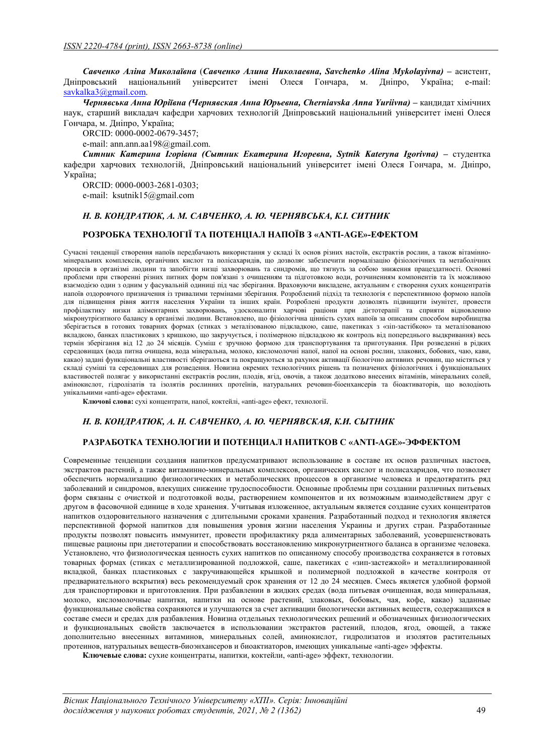***Савченко Аліна Миколаївна*** (***Савченко Алина Николаевна, Savchenko Alina Mykolayivna)*** – асистент, Дніпровський національний університет імені Олеся Гончара, м. Дніпро, Україна; e-mail: savkalka3@gmail.com.

***Чернявська Анна Юріївна (Чернявская Анна Юрьевна, Cherniavska Anna Yuriivna)*** – кандидат хімічних наук, старший викладач кафедри харчових технологій Дніпровський національний університет імені Олеся Гончара, м. Дніпро, Україна;

ORCID: 0000-0002-0679-3457;

e-mail: ann.ann.aa198@gmail.com.

***Ситник Катерина Ігорівна (Сытник Екатерина Игоревна, Sytnik Kateryna Igorivna)*** – студентка кафедри харчових технологій, Дніпровський національний університет імені Олеся Гончара, м. Дніпро, Україна;

ORCID: 0000-0003-2681-0303;

e-mail: ksutnik15@gmail.com

***Н. В. КОНДРАТЮК, А. М. САВЧЕНКО, А. Ю. ЧЕРНЯВСЬКА, К.І. СИТНИК***

## РОЗРОБКА ТЕХНОЛОГІЇ ТА ПОТЕНЦІАЛ НАПОЇВ З «ANTI-AGE»-ЕФЕКТОМ

Сучасні тенденції створення напоїв передбачають використання у складі їх основ різних настоїв, екстрактів рослин, а також вітамінно-мінеральних комплексів, органічних кислот та полісахаридів, що дозволяє забезпечити нормалізацію фізіологічних та метаболічних процесів в організмі людини та запобігти низці захворювань та синдромів, що тягнуть за собою зниження працездатності. Основні проблеми при створенні різних питних форм пов'язані з очищенням та підготовкою води, розчиненням компонентів та їх можливою взаємодією один з одним у фасувальній одиниці під час зберігання. Враховуючи викладене, актуальним є створення сухих концентратів напоїв оздоровчого призначення із тривалими термінами зберігання. Розроблений підхід та технологія є перспективною формою напоїв для підвищення рівня життя населення України та інших країн. Розроблені продукти дозволять підвищити імунітет, провести профілактику низки аліментарних захворювань, удосконалити харчові раціони при дієтотерапії та сприяти відновленню мікронутрієнтного балансу в організмі людини. Встановлено, що фізіологічна цінність сухих напоїв за описаним способом виробництва зберігається в готових товарних формах (стиках з металізованою підкладкою, саше, пакетиках з «зіп-застібкою» та металізованою вкладкою, банках пластикових з кришкою, що закручується, і полімерною підкладкою як контроль від попереднього видкривання) весь термін зберігання від 12 до 24 місяців. Суміш є зручною формою для транспортування та приготування. При розведенні в рідких середовищах (вода питна очищена, вода мінеральна, молоко, кисломолочні напої, напої на основі рослин, злакових, бобових, чаю, кави, какао) задані функціональні властивості зберігаються та покращуються за рахунок активації біологічно активних речовин, що містяться у складі суміші та середовищах для розведення. Новизна окремих технологічних рішень та позначених фізіологічних і функціональних властивостей полягає у використанні екстрактів рослин, плодів, ягід, овочів, а також додатково внесених вітамінів, мінеральних солей, амінокислот, гідролізатів та ізолятів рослинних протеїнів, натуральних речовин-біоенхансерів та біоактиваторів, що володіють унікальними «anti-age» ефектами.

**Ключові слова:** сухі концентрати, напої, коктейлі, «anti-age» ефект, технології.

***Н. В. КОНДРАТЮК, А. Н. САВЧЕНКО, А. Ю. ЧЕРНЯВСКАЯ, К.И. СЫТНИК***

## РАЗРАБОТКА ТЕХНОЛОГИИ И ПОТЕНЦИАЛ НАПИТКОВ С «ANTI-AGE»-ЭФФЕКТОМ

Современные тенденции создания напитков предусматривают использование в составе их основ различных настоев, экстрактов растений, а также витаминно-минеральных комплексов, органических кислот и полисахаридов, что позволяет обеспечить нормализацию физиологических и метаболических процессов в организме человека и предотвратить ряд заболеваний и синдромов, влекущих снижение трудоспособности. Основные проблемы при создании различных питьевых форм связаны с очисткой и подготовкой воды, растворением компонентов и их возможным взаимодействием друг с другом в фасовочной единице в ходе хранения. Учитывая изложенное, актуальным является создание сухих концентратов напитков оздоровительного назначения с длительными сроками хранения. Разработанный подход и технология является перспективной формой напитков для повышения уровня жизни населения Украины и других стран. Разработанные продукты позволят повысить иммунитет, провести профилактику ряда алиментарных заболеваний, усовершенствовать пищевые рационы при диетотерапии и способствовать восстановлению микронутриентного баланса в организме человека. Установлено, что физиологическая ценность сухих напитков по описанному способу производства сохраняется в готовых товарных формах (стиках с металлизированной подложкой, саше, пакетиках с «зип-застежкой» и металлизированной вкладкой, банках пластиковых с закручивающейся крышкой и полимерной подложкой в качестве контроля от предварительного вскрытия) весь рекомендуемый срок хранения от 12 до 24 месяцев. Смесь является удобной формой для транспортировки и приготовления. При разбавлении в жидких средах (вода питьевая очищенная, вода минеральная, молоко, кисломолочные напитки, напитки на основе растений, злаковых, бобовых, чая, кофе, какао) заданные функциональные свойства сохраняются и улучшаются за счет активации биологически активных веществ, содержащихся в составе смеси и средах для разбавления. Новизна отдельных технологических решений и обозначенных физиологических и функциональных свойств заключается в использовании экстрактов растений, плодов, ягод, овощей, а также дополнительно внесенных витаминов, минеральных солей, аминокислот, гидролизатов и изолятов растительных протеинов, натуральных веществ-биоэнхансеров и биоактиваторов, имеющих уникальные «anti-age» эффекты.

**Ключевые слова:** сухие концентраты, напитки, коктейли, «anti-age» эффект, технологии.